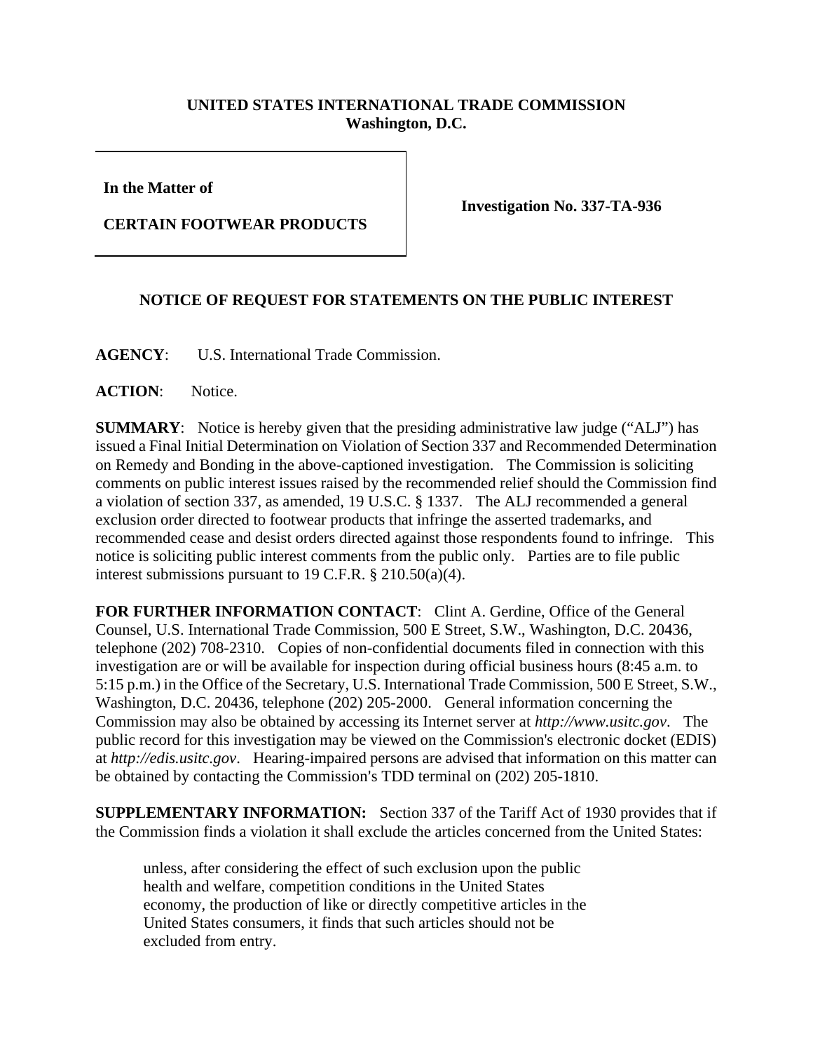**UNITED STATES INTERNATIONAL TRADE COMMISSION**
**Washington, D.C.**

| **In the Matter of** <br> **CERTAIN FOOTWEAR PRODUCTS** | **Investigation No. 337-TA-936** |
|---|---|

## NOTICE OF REQUEST FOR STATEMENTS ON THE PUBLIC INTEREST

**AGENCY**: U.S. International Trade Commission.

**ACTION**: Notice.

**SUMMARY**: Notice is hereby given that the presiding administrative law judge ("ALJ") has issued a Final Initial Determination on Violation of Section 337 and Recommended Determination on Remedy and Bonding in the above-captioned investigation. The Commission is soliciting comments on public interest issues raised by the recommended relief should the Commission find a violation of section 337, as amended, 19 U.S.C. § 1337. The ALJ recommended a general exclusion order directed to footwear products that infringe the asserted trademarks, and recommended cease and desist orders directed against those respondents found to infringe. This notice is soliciting public interest comments from the public only. Parties are to file public interest submissions pursuant to 19 C.F.R. § 210.50(a)(4).

**FOR FURTHER INFORMATION CONTACT**: Clint A. Gerdine, Office of the General Counsel, U.S. International Trade Commission, 500 E Street, S.W., Washington, D.C. 20436, telephone (202) 708-2310. Copies of non-confidential documents filed in connection with this investigation are or will be available for inspection during official business hours (8:45 a.m. to 5:15 p.m.) in the Office of the Secretary, U.S. International Trade Commission, 500 E Street, S.W., Washington, D.C. 20436, telephone (202) 205-2000. General information concerning the Commission may also be obtained by accessing its Internet server at *http://www.usitc.gov*. The public record for this investigation may be viewed on the Commission's electronic docket (EDIS) at *http://edis.usitc.gov*. Hearing-impaired persons are advised that information on this matter can be obtained by contacting the Commission's TDD terminal on (202) 205-1810.

**SUPPLEMENTARY INFORMATION:** Section 337 of the Tariff Act of 1930 provides that if the Commission finds a violation it shall exclude the articles concerned from the United States:

> unless, after considering the effect of such exclusion upon the public health and welfare, competition conditions in the United States economy, the production of like or directly competitive articles in the United States consumers, it finds that such articles should not be excluded from entry.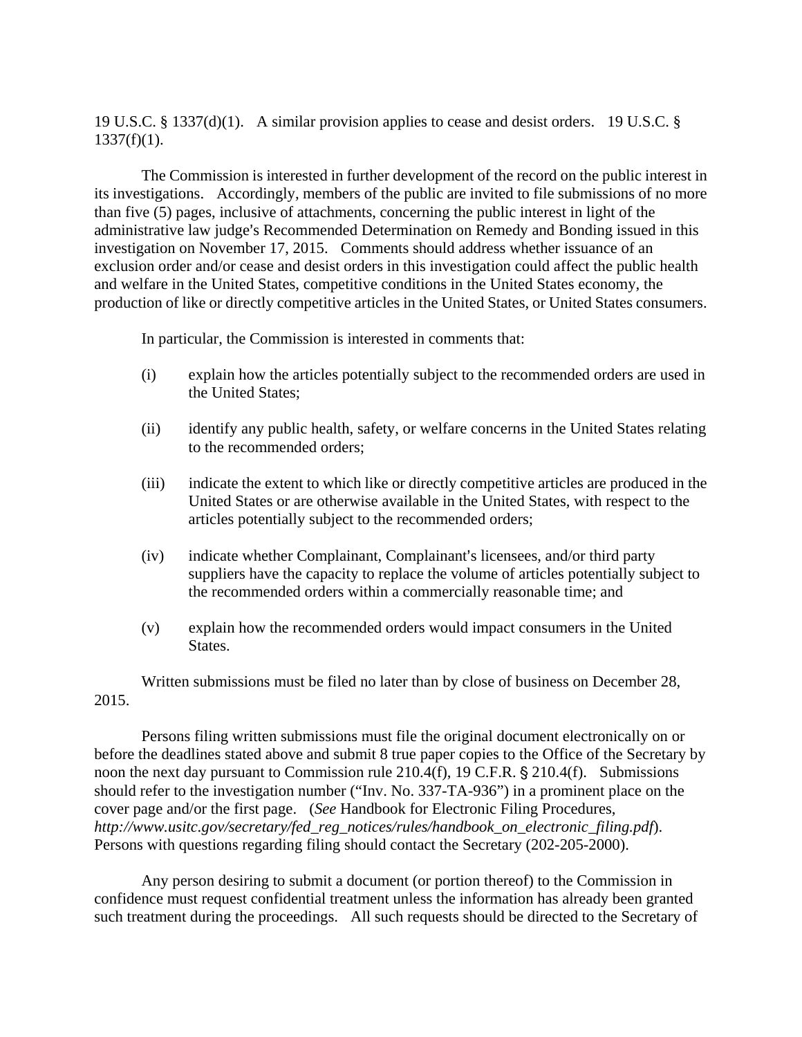19 U.S.C. § 1337(d)(1). A similar provision applies to cease and desist orders. 19 U.S.C. § 1337(f)(1).

The Commission is interested in further development of the record on the public interest in its investigations. Accordingly, members of the public are invited to file submissions of no more than five (5) pages, inclusive of attachments, concerning the public interest in light of the administrative law judge's Recommended Determination on Remedy and Bonding issued in this investigation on November 17, 2015. Comments should address whether issuance of an exclusion order and/or cease and desist orders in this investigation could affect the public health and welfare in the United States, competitive conditions in the United States economy, the production of like or directly competitive articles in the United States, or United States consumers.

In particular, the Commission is interested in comments that:

(i) explain how the articles potentially subject to the recommended orders are used in the United States;

(ii) identify any public health, safety, or welfare concerns in the United States relating to the recommended orders;

(iii) indicate the extent to which like or directly competitive articles are produced in the United States or are otherwise available in the United States, with respect to the articles potentially subject to the recommended orders;

(iv) indicate whether Complainant, Complainant's licensees, and/or third party suppliers have the capacity to replace the volume of articles potentially subject to the recommended orders within a commercially reasonable time; and

(v) explain how the recommended orders would impact consumers in the United States.

Written submissions must be filed no later than by close of business on December 28, 2015.

Persons filing written submissions must file the original document electronically on or before the deadlines stated above and submit 8 true paper copies to the Office of the Secretary by noon the next day pursuant to Commission rule 210.4(f), 19 C.F.R. § 210.4(f). Submissions should refer to the investigation number ("Inv. No. 337-TA-936") in a prominent place on the cover page and/or the first page. (*See* Handbook for Electronic Filing Procedures, *http://www.usitc.gov/secretary/fed_reg_notices/rules/handbook_on_electronic_filing.pdf*). Persons with questions regarding filing should contact the Secretary (202-205-2000).

Any person desiring to submit a document (or portion thereof) to the Commission in confidence must request confidential treatment unless the information has already been granted such treatment during the proceedings. All such requests should be directed to the Secretary of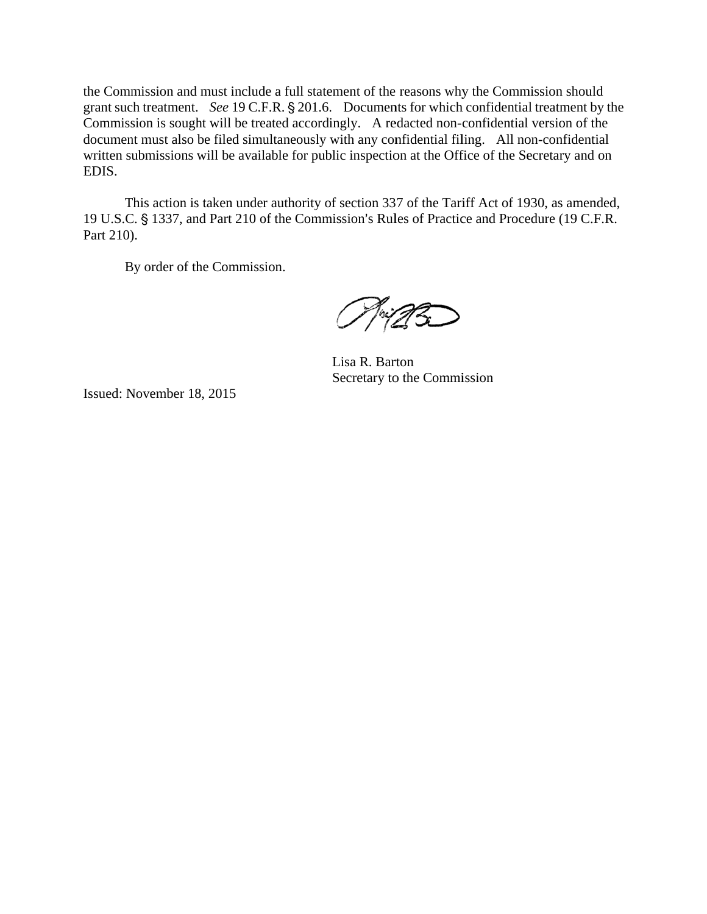the Commission and must include a full statement of the reasons why the Commission should grant such treatment. *See* 19 C.F.R. § 201.6. Documents for which confidential treatment by the Commission is sought will be treated accordingly. A redacted non-confidential version of the document must also be filed simultaneously with any confidential filing. All non-confidential written submissions will be available for public inspection at the Office of the Secretary and on EDIS.

This action is taken under authority of section 337 of the Tariff Act of 1930, as amended, 19 U.S.C. § 1337, and Part 210 of the Commission's Rules of Practice and Procedure (19 C.F.R. Part 210).

By order of the Commission.

Lisa R. Barton
Secretary to the Commission

Issued: November 18, 2015